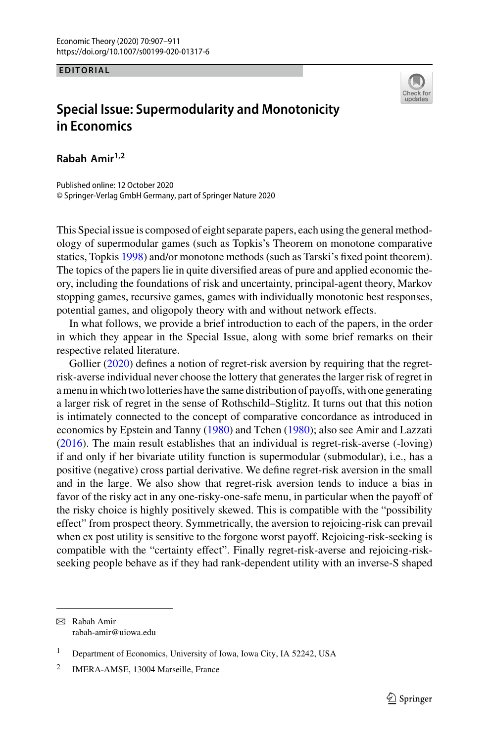EDITORIAL

# Special Issue: Supermodularity and Monotonicity in Economics

**Rabah Amir**[1,2]

Published online: 12 October 2020
© Springer-Verlag GmbH Germany, part of Springer Nature 2020

This Special issue is composed of eight separate papers, each using the general methodology of supermodular games (such as Topkis's Theorem on monotone comparative statics, Topkis 1998) and/or monotone methods (such as Tarski's fixed point theorem). The topics of the papers lie in quite diversified areas of pure and applied economic theory, including the foundations of risk and uncertainty, principal-agent theory, Markov stopping games, recursive games, games with individually monotonic best responses, potential games, and oligopoly theory with and without network effects.

In what follows, we provide a brief introduction to each of the papers, in the order in which they appear in the Special Issue, along with some brief remarks on their respective related literature.

Gollier (2020) defines a notion of regret-risk aversion by requiring that the regret-risk-averse individual never choose the lottery that generates the larger risk of regret in a menu in which two lotteries have the same distribution of payoffs, with one generating a larger risk of regret in the sense of Rothschild–Stiglitz. It turns out that this notion is intimately connected to the concept of comparative concordance as introduced in economics by Epstein and Tanny (1980) and Tchen (1980); also see Amir and Lazzati (2016). The main result establishes that an individual is regret-risk-averse (-loving) if and only if her bivariate utility function is supermodular (submodular), i.e., has a positive (negative) cross partial derivative. We define regret-risk aversion in the small and in the large. We also show that regret-risk aversion tends to induce a bias in favor of the risky act in any one-risky-one-safe menu, in particular when the payoff of the risky choice is highly positively skewed. This is compatible with the "possibility effect" from prospect theory. Symmetrically, the aversion to rejoicing-risk can prevail when ex post utility is sensitive to the forgone worst payoff. Rejoicing-risk-seeking is compatible with the "certainty effect". Finally regret-risk-averse and rejoicing-risk-seeking people behave as if they had rank-dependent utility with an inverse-S shaped

---

✉ Rabah Amir
rabah-amir@uiowa.edu

[1] Department of Economics, University of Iowa, Iowa City, IA 52242, USA

[2] IMERA-AMSE, 13004 Marseille, France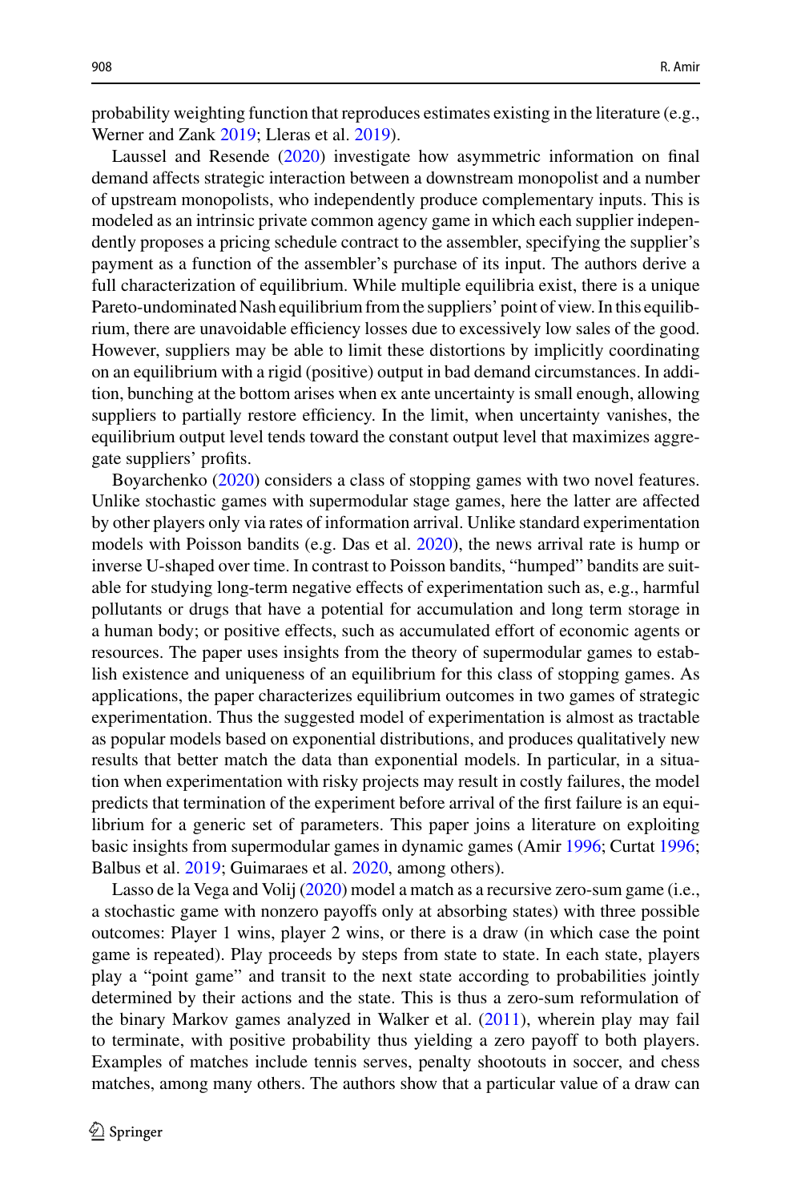probability weighting function that reproduces estimates existing in the literature (e.g., Werner and Zank 2019; Lleras et al. 2019).

Laussel and Resende (2020) investigate how asymmetric information on final demand affects strategic interaction between a downstream monopolist and a number of upstream monopolists, who independently produce complementary inputs. This is modeled as an intrinsic private common agency game in which each supplier independently proposes a pricing schedule contract to the assembler, specifying the supplier's payment as a function of the assembler's purchase of its input. The authors derive a full characterization of equilibrium. While multiple equilibria exist, there is a unique Pareto-undominated Nash equilibrium from the suppliers' point of view. In this equilibrium, there are unavoidable efficiency losses due to excessively low sales of the good. However, suppliers may be able to limit these distortions by implicitly coordinating on an equilibrium with a rigid (positive) output in bad demand circumstances. In addition, bunching at the bottom arises when ex ante uncertainty is small enough, allowing suppliers to partially restore efficiency. In the limit, when uncertainty vanishes, the equilibrium output level tends toward the constant output level that maximizes aggregate suppliers' profits.

Boyarchenko (2020) considers a class of stopping games with two novel features. Unlike stochastic games with supermodular stage games, here the latter are affected by other players only via rates of information arrival. Unlike standard experimentation models with Poisson bandits (e.g. Das et al. 2020), the news arrival rate is hump or inverse U-shaped over time. In contrast to Poisson bandits, "humped" bandits are suitable for studying long-term negative effects of experimentation such as, e.g., harmful pollutants or drugs that have a potential for accumulation and long term storage in a human body; or positive effects, such as accumulated effort of economic agents or resources. The paper uses insights from the theory of supermodular games to establish existence and uniqueness of an equilibrium for this class of stopping games. As applications, the paper characterizes equilibrium outcomes in two games of strategic experimentation. Thus the suggested model of experimentation is almost as tractable as popular models based on exponential distributions, and produces qualitatively new results that better match the data than exponential models. In particular, in a situation when experimentation with risky projects may result in costly failures, the model predicts that termination of the experiment before arrival of the first failure is an equilibrium for a generic set of parameters. This paper joins a literature on exploiting basic insights from supermodular games in dynamic games (Amir 1996; Curtat 1996; Balbus et al. 2019; Guimaraes et al. 2020, among others).

Lasso de la Vega and Volij (2020) model a match as a recursive zero-sum game (i.e., a stochastic game with nonzero payoffs only at absorbing states) with three possible outcomes: Player 1 wins, player 2 wins, or there is a draw (in which case the point game is repeated). Play proceeds by steps from state to state. In each state, players play a "point game" and transit to the next state according to probabilities jointly determined by their actions and the state. This is thus a zero-sum reformulation of the binary Markov games analyzed in Walker et al. (2011), wherein play may fail to terminate, with positive probability thus yielding a zero payoff to both players. Examples of matches include tennis serves, penalty shootouts in soccer, and chess matches, among many others. The authors show that a particular value of a draw can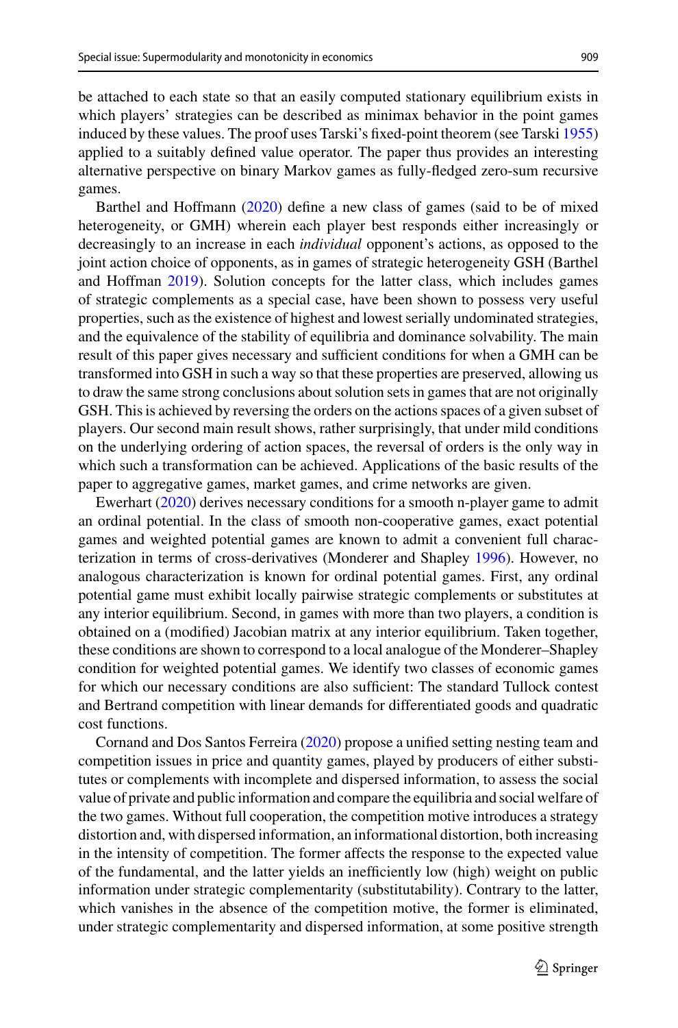be attached to each state so that an easily computed stationary equilibrium exists in which players' strategies can be described as minimax behavior in the point games induced by these values. The proof uses Tarski's fixed-point theorem (see Tarski 1955) applied to a suitably defined value operator. The paper thus provides an interesting alternative perspective on binary Markov games as fully-fledged zero-sum recursive games.

Barthel and Hoffmann (2020) define a new class of games (said to be of mixed heterogeneity, or GMH) wherein each player best responds either increasingly or decreasingly to an increase in each *individual* opponent's actions, as opposed to the joint action choice of opponents, as in games of strategic heterogeneity GSH (Barthel and Hoffman 2019). Solution concepts for the latter class, which includes games of strategic complements as a special case, have been shown to possess very useful properties, such as the existence of highest and lowest serially undominated strategies, and the equivalence of the stability of equilibria and dominance solvability. The main result of this paper gives necessary and sufficient conditions for when a GMH can be transformed into GSH in such a way so that these properties are preserved, allowing us to draw the same strong conclusions about solution sets in games that are not originally GSH. This is achieved by reversing the orders on the actions spaces of a given subset of players. Our second main result shows, rather surprisingly, that under mild conditions on the underlying ordering of action spaces, the reversal of orders is the only way in which such a transformation can be achieved. Applications of the basic results of the paper to aggregative games, market games, and crime networks are given.

Ewerhart (2020) derives necessary conditions for a smooth n-player game to admit an ordinal potential. In the class of smooth non-cooperative games, exact potential games and weighted potential games are known to admit a convenient full characterization in terms of cross-derivatives (Monderer and Shapley 1996). However, no analogous characterization is known for ordinal potential games. First, any ordinal potential game must exhibit locally pairwise strategic complements or substitutes at any interior equilibrium. Second, in games with more than two players, a condition is obtained on a (modified) Jacobian matrix at any interior equilibrium. Taken together, these conditions are shown to correspond to a local analogue of the Monderer–Shapley condition for weighted potential games. We identify two classes of economic games for which our necessary conditions are also sufficient: The standard Tullock contest and Bertrand competition with linear demands for differentiated goods and quadratic cost functions.

Cornand and Dos Santos Ferreira (2020) propose a unified setting nesting team and competition issues in price and quantity games, played by producers of either substitutes or complements with incomplete and dispersed information, to assess the social value of private and public information and compare the equilibria and social welfare of the two games. Without full cooperation, the competition motive introduces a strategy distortion and, with dispersed information, an informational distortion, both increasing in the intensity of competition. The former affects the response to the expected value of the fundamental, and the latter yields an inefficiently low (high) weight on public information under strategic complementarity (substitutability). Contrary to the latter, which vanishes in the absence of the competition motive, the former is eliminated, under strategic complementarity and dispersed information, at some positive strength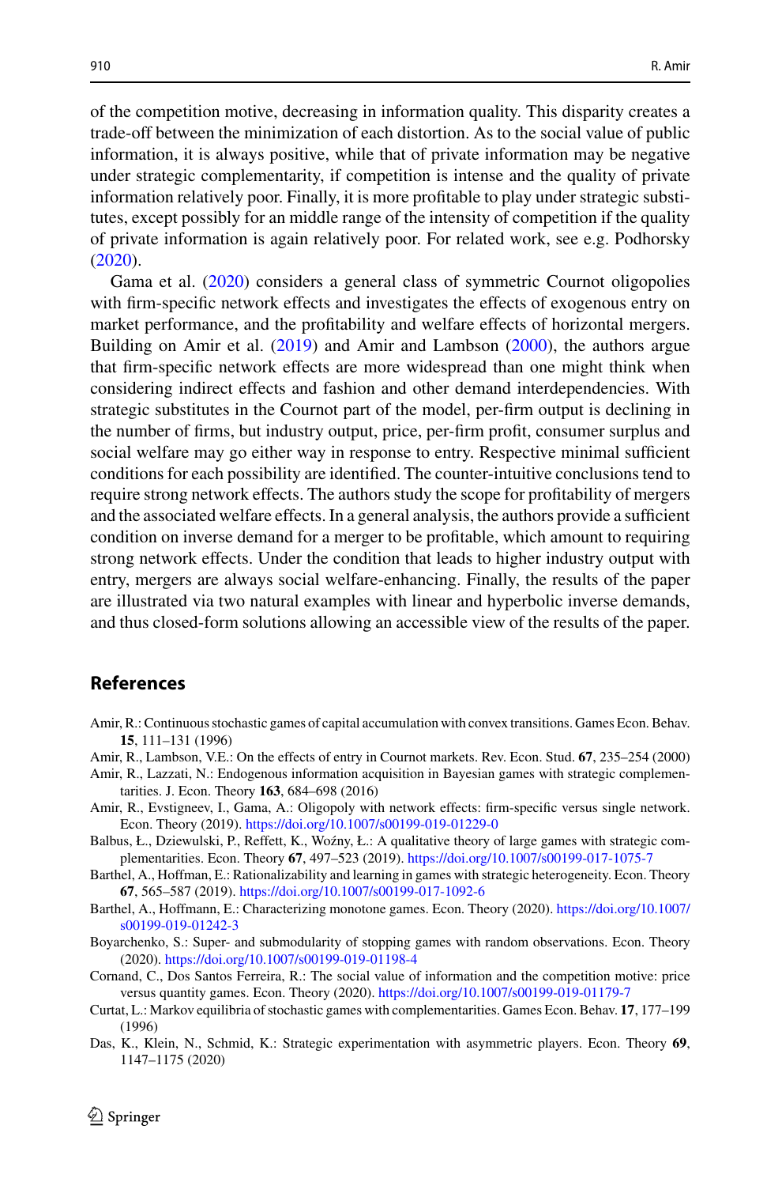of the competition motive, decreasing in information quality. This disparity creates a trade-off between the minimization of each distortion. As to the social value of public information, it is always positive, while that of private information may be negative under strategic complementarity, if competition is intense and the quality of private information relatively poor. Finally, it is more profitable to play under strategic substitutes, except possibly for an middle range of the intensity of competition if the quality of private information is again relatively poor. For related work, see e.g. Podhorsky (2020).

Gama et al. (2020) considers a general class of symmetric Cournot oligopolies with firm-specific network effects and investigates the effects of exogenous entry on market performance, and the profitability and welfare effects of horizontal mergers. Building on Amir et al. (2019) and Amir and Lambson (2000), the authors argue that firm-specific network effects are more widespread than one might think when considering indirect effects and fashion and other demand interdependencies. With strategic substitutes in the Cournot part of the model, per-firm output is declining in the number of firms, but industry output, price, per-firm profit, consumer surplus and social welfare may go either way in response to entry. Respective minimal sufficient conditions for each possibility are identified. The counter-intuitive conclusions tend to require strong network effects. The authors study the scope for profitability of mergers and the associated welfare effects. In a general analysis, the authors provide a sufficient condition on inverse demand for a merger to be profitable, which amount to requiring strong network effects. Under the condition that leads to higher industry output with entry, mergers are always social welfare-enhancing. Finally, the results of the paper are illustrated via two natural examples with linear and hyperbolic inverse demands, and thus closed-form solutions allowing an accessible view of the results of the paper.

## References

Amir, R.: Continuous stochastic games of capital accumulation with convex transitions. Games Econ. Behav. **15**, 111–131 (1996)

Amir, R., Lambson, V.E.: On the effects of entry in Cournot markets. Rev. Econ. Stud. **67**, 235–254 (2000)

Amir, R., Lazzati, N.: Endogenous information acquisition in Bayesian games with strategic complementarities. J. Econ. Theory **163**, 684–698 (2016)

Amir, R., Evstigneev, I., Gama, A.: Oligopoly with network effects: firm-specific versus single network. Econ. Theory (2019). https://doi.org/10.1007/s00199-019-01229-0

Balbus, Ł., Dziewulski, P., Reffett, K., Woźny, Ł.: A qualitative theory of large games with strategic complementarities. Econ. Theory **67**, 497–523 (2019). https://doi.org/10.1007/s00199-017-1075-7

Barthel, A., Hoffman, E.: Rationalizability and learning in games with strategic heterogeneity. Econ. Theory **67**, 565–587 (2019). https://doi.org/10.1007/s00199-017-1092-6

Barthel, A., Hoffmann, E.: Characterizing monotone games. Econ. Theory (2020). https://doi.org/10.1007/s00199-019-01242-3

Boyarchenko, S.: Super- and submodularity of stopping games with random observations. Econ. Theory (2020). https://doi.org/10.1007/s00199-019-01198-4

Cornand, C., Dos Santos Ferreira, R.: The social value of information and the competition motive: price versus quantity games. Econ. Theory (2020). https://doi.org/10.1007/s00199-019-01179-7

Curtat, L.: Markov equilibria of stochastic games with complementarities. Games Econ. Behav. **17**, 177–199 (1996)

Das, K., Klein, N., Schmid, K.: Strategic experimentation with asymmetric players. Econ. Theory **69**, 1147–1175 (2020)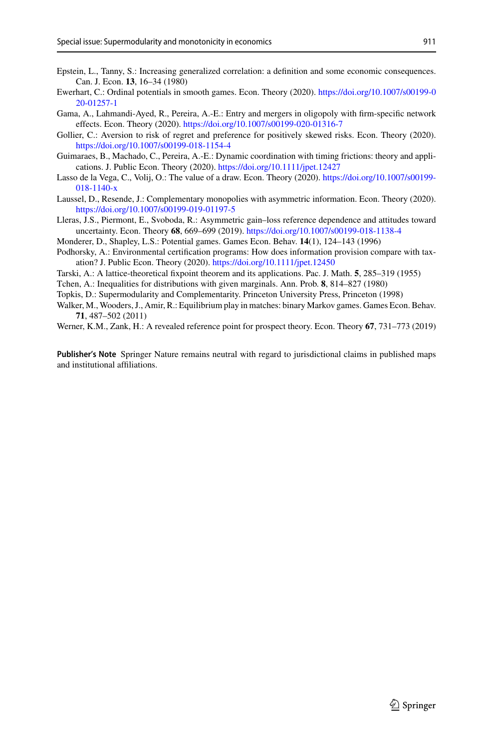Epstein, L., Tanny, S.: Increasing generalized correlation: a definition and some economic consequences. Can. J. Econ. **13**, 16–34 (1980)

Ewerhart, C.: Ordinal potentials in smooth games. Econ. Theory (2020). https://doi.org/10.1007/s00199-020-01257-1

Gama, A., Lahmandi-Ayed, R., Pereira, A.-E.: Entry and mergers in oligopoly with firm-specific network effects. Econ. Theory (2020). https://doi.org/10.1007/s00199-020-01316-7

Gollier, C.: Aversion to risk of regret and preference for positively skewed risks. Econ. Theory (2020). https://doi.org/10.1007/s00199-018-1154-4

Guimaraes, B., Machado, C., Pereira, A.-E.: Dynamic coordination with timing frictions: theory and applications. J. Public Econ. Theory (2020). https://doi.org/10.1111/jpet.12427

Lasso de la Vega, C., Volij, O.: The value of a draw. Econ. Theory (2020). https://doi.org/10.1007/s00199-018-1140-x

Laussel, D., Resende, J.: Complementary monopolies with asymmetric information. Econ. Theory (2020). https://doi.org/10.1007/s00199-019-01197-5

Lleras, J.S., Piermont, E., Svoboda, R.: Asymmetric gain–loss reference dependence and attitudes toward uncertainty. Econ. Theory **68**, 669–699 (2019). https://doi.org/10.1007/s00199-018-1138-4

Monderer, D., Shapley, L.S.: Potential games. Games Econ. Behav. **14**(1), 124–143 (1996)

Podhorsky, A.: Environmental certification programs: How does information provision compare with taxation? J. Public Econ. Theory (2020). https://doi.org/10.1111/jpet.12450

Tarski, A.: A lattice-theoretical fixpoint theorem and its applications. Pac. J. Math. **5**, 285–319 (1955)

Tchen, A.: Inequalities for distributions with given marginals. Ann. Prob. **8**, 814–827 (1980)

Topkis, D.: Supermodularity and Complementarity. Princeton University Press, Princeton (1998)

Walker, M., Wooders, J., Amir, R.: Equilibrium play in matches: binary Markov games. Games Econ. Behav. **71**, 487–502 (2011)

Werner, K.M., Zank, H.: A revealed reference point for prospect theory. Econ. Theory **67**, 731–773 (2019)

**Publisher's Note** Springer Nature remains neutral with regard to jurisdictional claims in published maps and institutional affiliations.